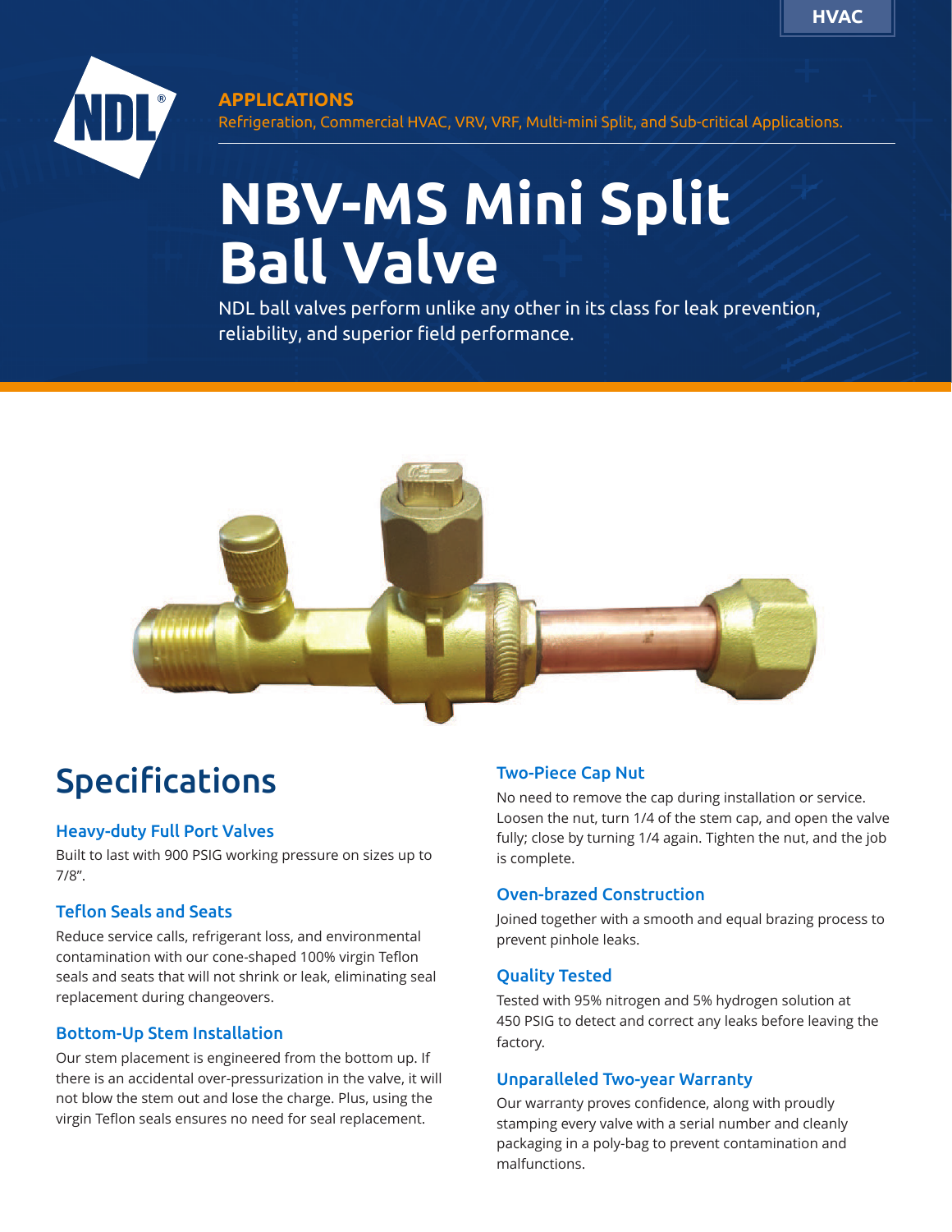HVAC

**APPLICATIONS**

Refrigeration, Commercial HVAC, VRV, VRF, Multi-mini Split, and Sub-critical Applications.

# NBV-MS Mini Split Ball Valve

NDL ball valves perform unlike any other in its class for leak prevention, reliability, and superior field performance.

## Specifications

### Heavy-duty Full Port Valves

Built to last with 900 PSIG working pressure on sizes up to 7/8".

### Teflon Seals and Seats

Reduce service calls, refrigerant loss, and environmental contamination with our cone-shaped 100% virgin Teflon seals and seats that will not shrink or leak, eliminating seal replacement during changeovers.

### Bottom-Up Stem Installation

Our stem placement is engineered from the bottom up. If there is an accidental over-pressurization in the valve, it will not blow the stem out and lose the charge. Plus, using the virgin Teflon seals ensures no need for seal replacement.

### Two-Piece Cap Nut

No need to remove the cap during installation or service. Loosen the nut, turn 1/4 of the stem cap, and open the valve fully; close by turning 1/4 again. Tighten the nut, and the job is complete.

### Oven-brazed Construction

Joined together with a smooth and equal brazing process to prevent pinhole leaks.

### Quality Tested

Tested with 95% nitrogen and 5% hydrogen solution at 450 PSIG to detect and correct any leaks before leaving the factory.

### Unparalleled Two-year Warranty

Our warranty proves confidence, along with proudly stamping every valve with a serial number and cleanly packaging in a poly-bag to prevent contamination and malfunctions.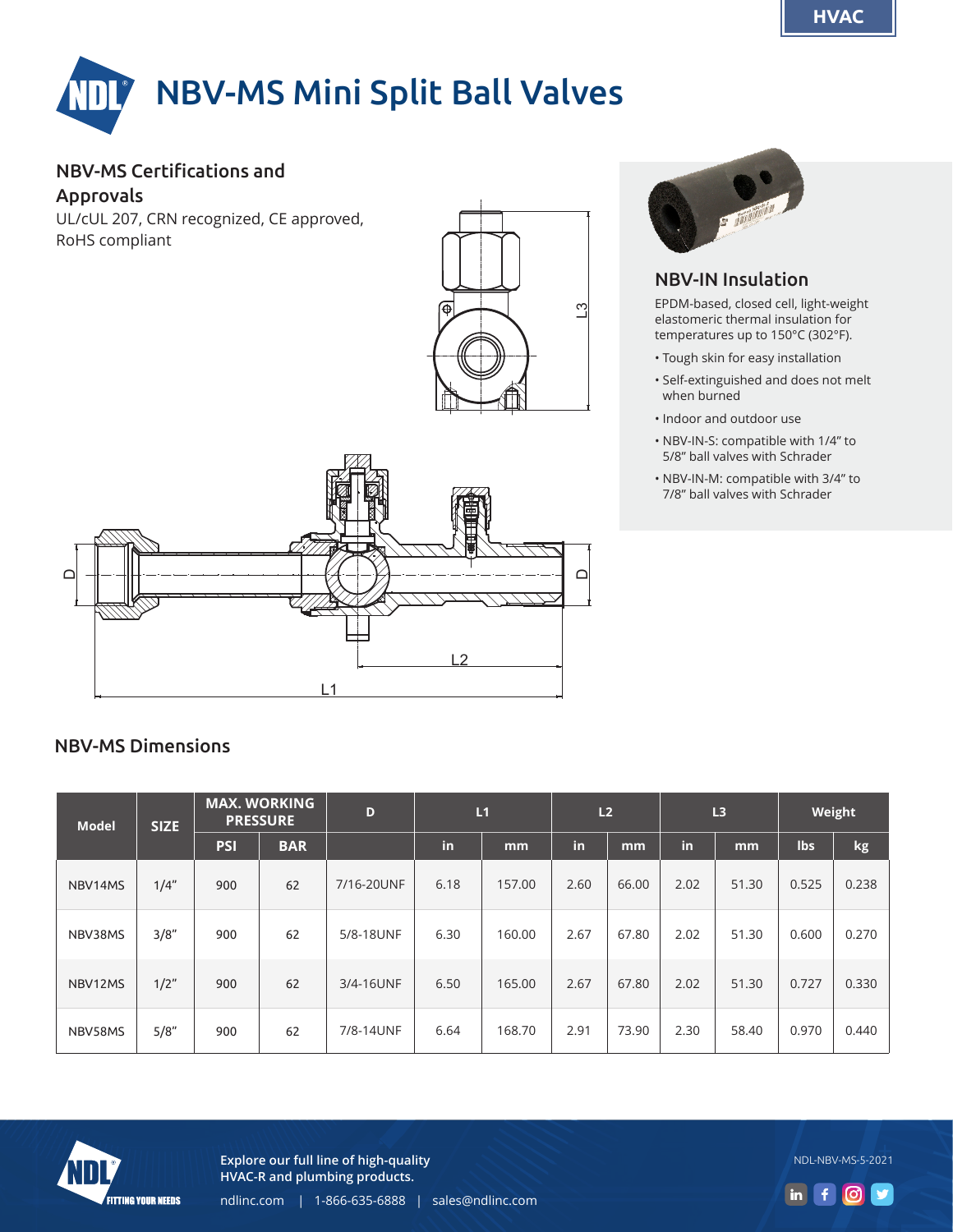HVAC

# NBV-MS Mini Split Ball Valves

## NBV-MS Certifications and Approvals

UL/cUL 207, CRN recognized, CE approved, RoHS compliant

L3

D

D

L2

L1

## NBV-IN Insulation

EPDM-based, closed cell, light-weight elastomeric thermal insulation for temperatures up to 150°C (302°F).

- Tough skin for easy installation
- Self-extinguished and does not melt when burned
- Indoor and outdoor use
- NBV-IN-S: compatible with 1/4" to 5/8" ball valves with Schrader
- NBV-IN-M: compatible with 3/4" to 7/8" ball valves with Schrader

## NBV-MS Dimensions

| Model | SIZE | MAX. WORKING PRESSURE | | D | L1 | | L2 | | L3 | | Weight | |
|---|---|---|---|---|---|---|---|---|---|---|---|---|
| | | PSI | BAR | | in | mm | in | mm | in | mm | lbs | kg |
| NBV14MS | 1/4" | 900 | 62 | 7/16-20UNF | 6.18 | 157.00 | 2.60 | 66.00 | 2.02 | 51.30 | 0.525 | 0.238 |
| NBV38MS | 3/8" | 900 | 62 | 5/8-18UNF | 6.30 | 160.00 | 2.67 | 67.80 | 2.02 | 51.30 | 0.600 | 0.270 |
| NBV12MS | 1/2" | 900 | 62 | 3/4-16UNF | 6.50 | 165.00 | 2.67 | 67.80 | 2.02 | 51.30 | 0.727 | 0.330 |
| NBV58MS | 5/8" | 900 | 62 | 7/8-14UNF | 6.64 | 168.70 | 2.91 | 73.90 | 2.30 | 58.40 | 0.970 | 0.440 |

FITTING YOUR NEEDS

Explore our full line of high-quality HVAC-R and plumbing products.

ndlinc.com | 1-866-635-6888 | sales@ndlinc.com

NDL-NBV-MS-5-2021